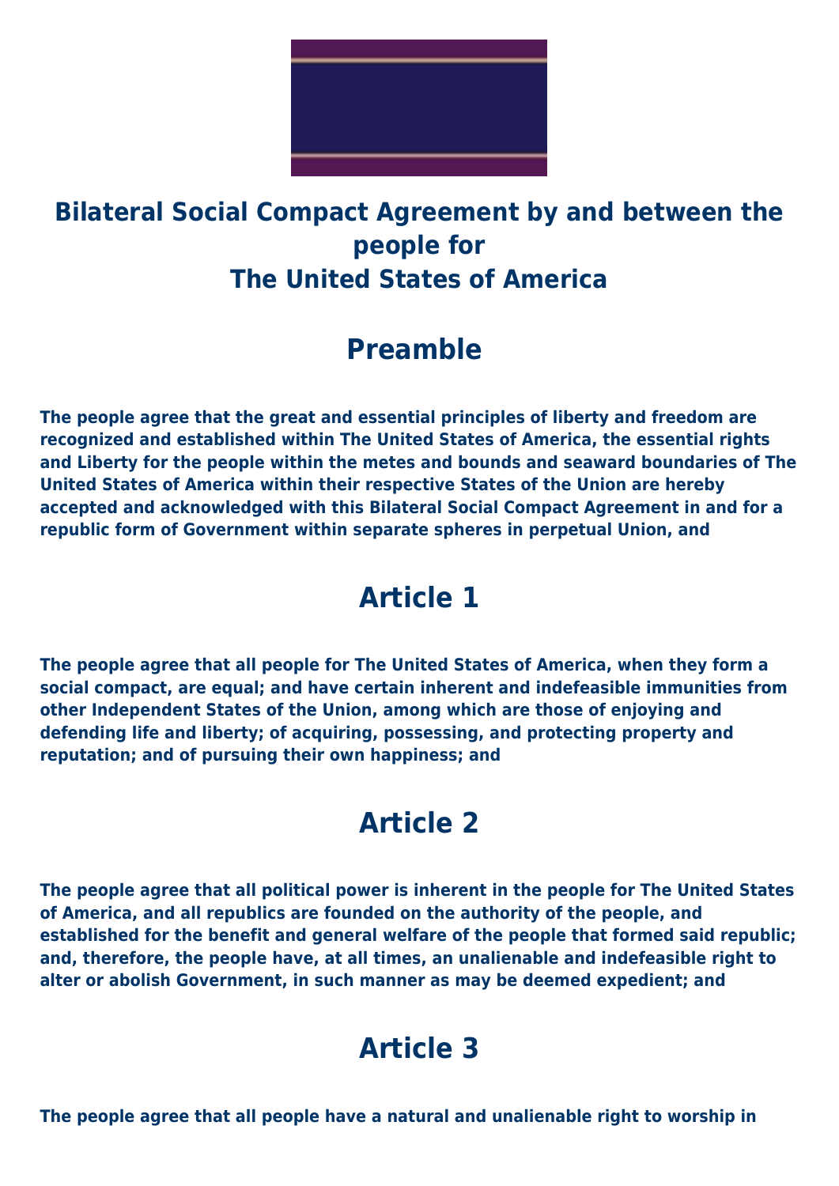# Bilateral Social Compact Agreement by and between the people for The United States of America

## Preamble

**The people agree that the great and essential principles of liberty and freedom are recognized and established within The United States of America, the essential rights and Liberty for the people within the metes and bounds and seaward boundaries of The United States of America within their respective States of the Union are hereby accepted and acknowledged with this Bilateral Social Compact Agreement in and for a republic form of Government within separate spheres in perpetual Union, and**

## Article 1

**The people agree that all people for The United States of America, when they form a social compact, are equal; and have certain inherent and indefeasible immunities from other Independent States of the Union, among which are those of enjoying and defending life and liberty; of acquiring, possessing, and protecting property and reputation; and of pursuing their own happiness; and**

## Article 2

**The people agree that all political power is inherent in the people for The United States of America, and all republics are founded on the authority of the people, and established for the benefit and general welfare of the people that formed said republic; and, therefore, the people have, at all times, an unalienable and indefeasible right to alter or abolish Government, in such manner as may be deemed expedient; and**

## Article 3

**The people agree that all people have a natural and unalienable right to worship in**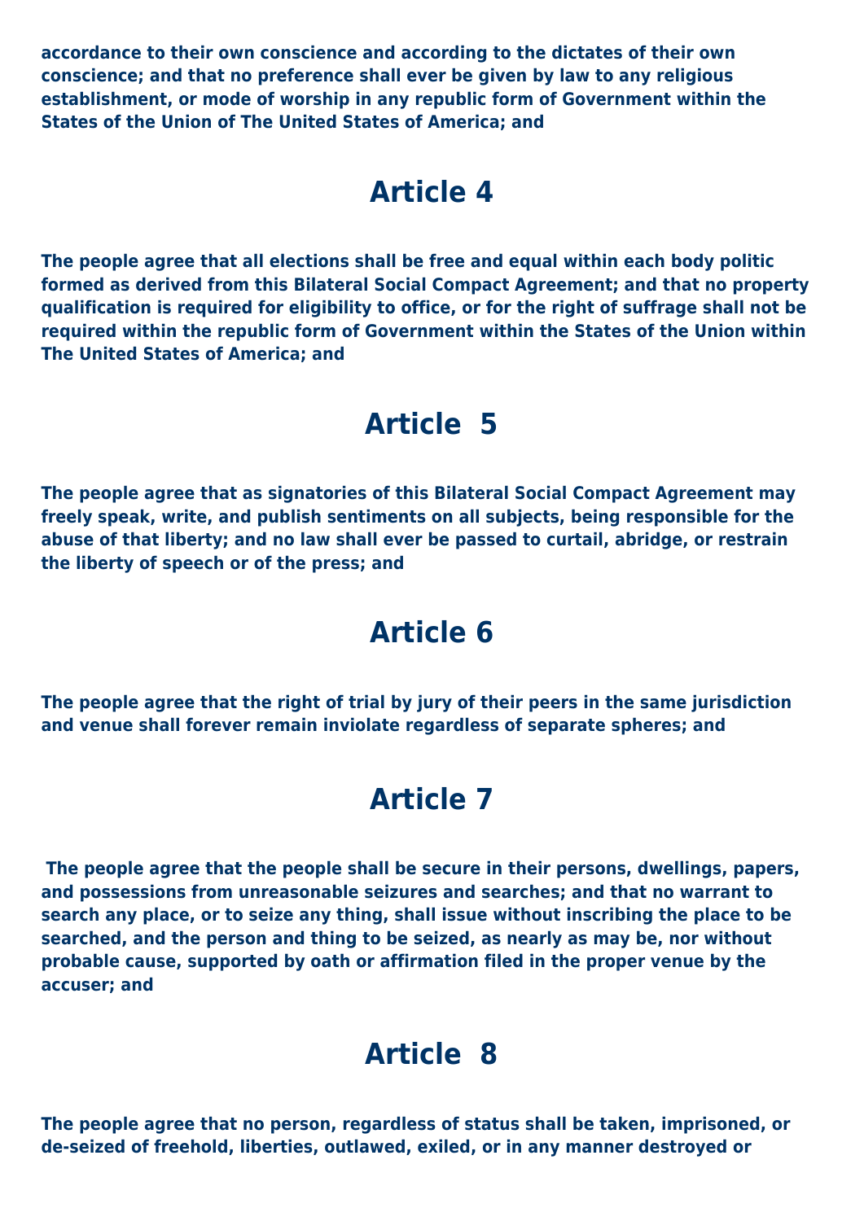**accordance to their own conscience and according to the dictates of their own conscience; and that no preference shall ever be given by law to any religious establishment, or mode of worship in any republic form of Government within the States of the Union of The United States of America; and**

## Article 4

**The people agree that all elections shall be free and equal within each body politic formed as derived from this Bilateral Social Compact Agreement; and that no property qualification is required for eligibility to office, or for the right of suffrage shall not be required within the republic form of Government within the States of the Union within The United States of America; and**

## Article 5

**The people agree that as signatories of this Bilateral Social Compact Agreement may freely speak, write, and publish sentiments on all subjects, being responsible for the abuse of that liberty; and no law shall ever be passed to curtail, abridge, or restrain the liberty of speech or of the press; and**

## Article 6

**The people agree that the right of trial by jury of their peers in the same jurisdiction and venue shall forever remain inviolate regardless of separate spheres; and**

## Article 7

**The people agree that the people shall be secure in their persons, dwellings, papers, and possessions from unreasonable seizures and searches; and that no warrant to search any place, or to seize any thing, shall issue without inscribing the place to be searched, and the person and thing to be seized, as nearly as may be, nor without probable cause, supported by oath or affirmation filed in the proper venue by the accuser; and**

## Article 8

**The people agree that no person, regardless of status shall be taken, imprisoned, or de-seized of freehold, liberties, outlawed, exiled, or in any manner destroyed or**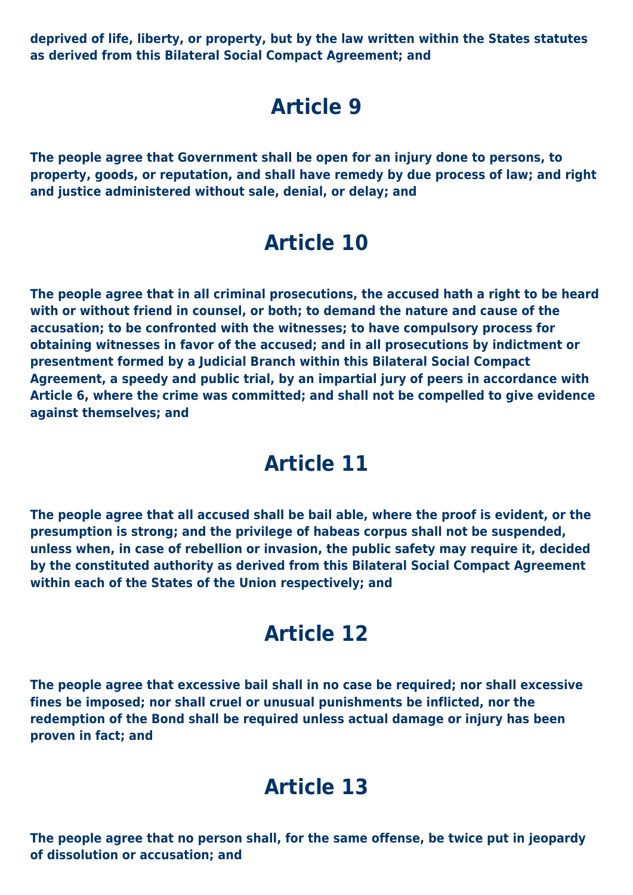**deprived of life, liberty, or property, but by the law written within the States statutes as derived from this Bilateral Social Compact Agreement; and**

# Article 9

**The people agree that Government shall be open for an injury done to persons, to property, goods, or reputation, and shall have remedy by due process of law; and right and justice administered without sale, denial, or delay; and**

# Article 10

**The people agree that in all criminal prosecutions, the accused hath a right to be heard with or without friend in counsel, or both; to demand the nature and cause of the accusation; to be confronted with the witnesses; to have compulsory process for obtaining witnesses in favor of the accused; and in all prosecutions by indictment or presentment formed by a Judicial Branch within this Bilateral Social Compact Agreement, a speedy and public trial, by an impartial jury of peers in accordance with Article 6, where the crime was committed; and shall not be compelled to give evidence against themselves; and**

# Article 11

**The people agree that all accused shall be bail able, where the proof is evident, or the presumption is strong; and the privilege of habeas corpus shall not be suspended, unless when, in case of rebellion or invasion, the public safety may require it, decided by the constituted authority as derived from this Bilateral Social Compact Agreement within each of the States of the Union respectively; and**

# Article 12

**The people agree that excessive bail shall in no case be required; nor shall excessive fines be imposed; nor shall cruel or unusual punishments be inflicted, nor the redemption of the Bond shall be required unless actual damage or injury has been proven in fact; and**

# Article 13

**The people agree that no person shall, for the same offense, be twice put in jeopardy of dissolution or accusation; and**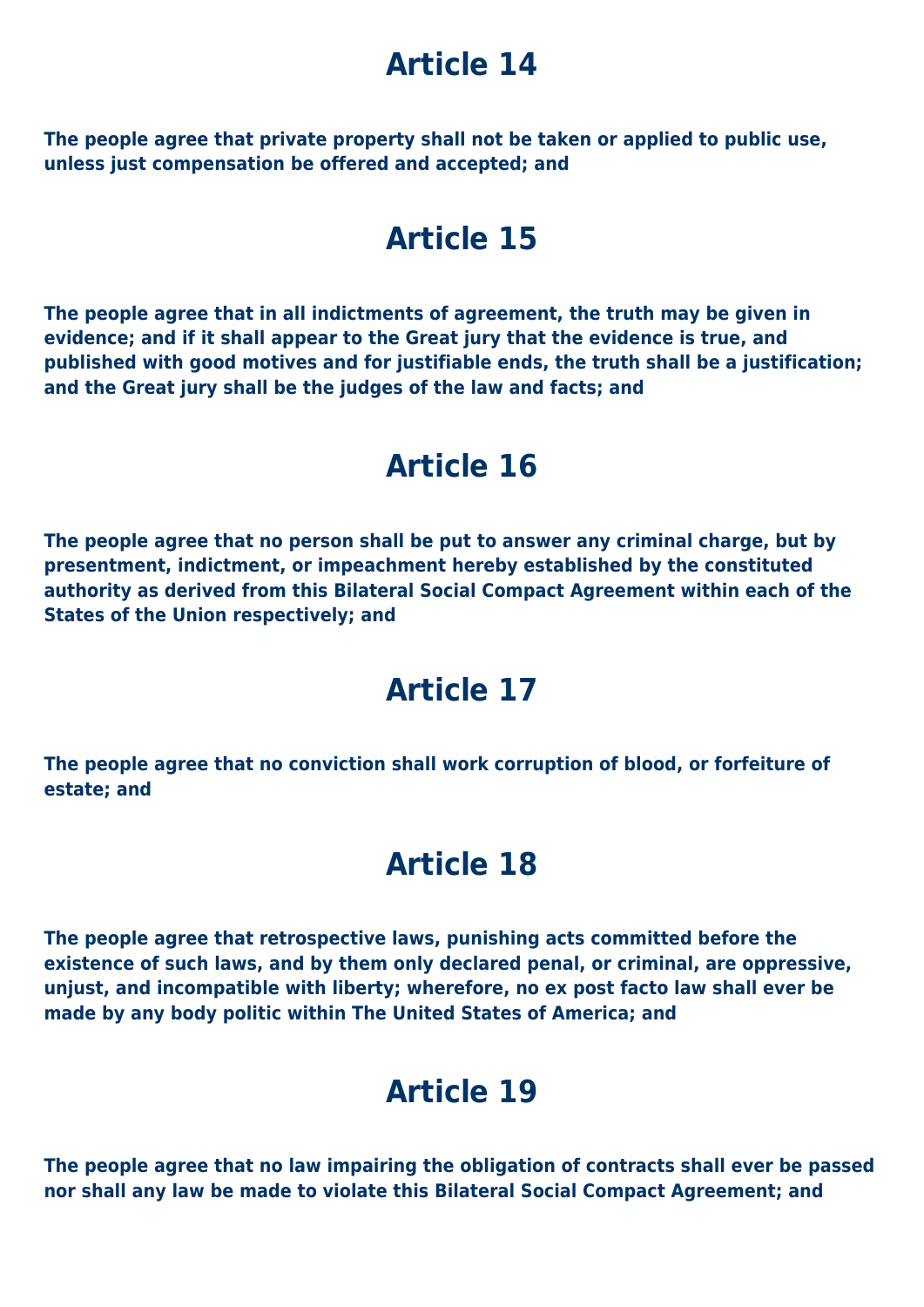# Article 14

**The people agree that private property shall not be taken or applied to public use, unless just compensation be offered and accepted; and**

# Article 15

**The people agree that in all indictments of agreement, the truth may be given in evidence; and if it shall appear to the Great jury that the evidence is true, and published with good motives and for justifiable ends, the truth shall be a justification; and the Great jury shall be the judges of the law and facts; and**

# Article 16

**The people agree that no person shall be put to answer any criminal charge, but by presentment, indictment, or impeachment hereby established by the constituted authority as derived from this Bilateral Social Compact Agreement within each of the States of the Union respectively; and**

# Article 17

**The people agree that no conviction shall work corruption of blood, or forfeiture of estate; and**

# Article 18

**The people agree that retrospective laws, punishing acts committed before the existence of such laws, and by them only declared penal, or criminal, are oppressive, unjust, and incompatible with liberty; wherefore, no ex post facto law shall ever be made by any body politic within The United States of America; and**

# Article 19

**The people agree that no law impairing the obligation of contracts shall ever be passed nor shall any law be made to violate this Bilateral Social Compact Agreement; and**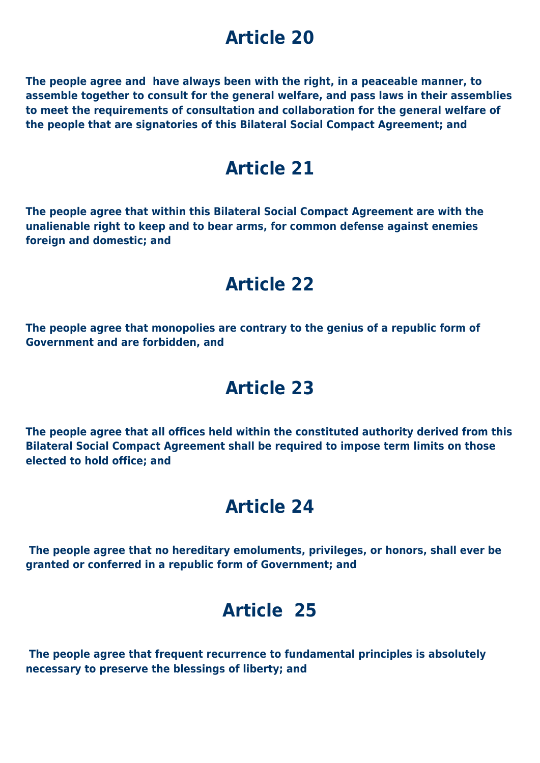# Article 20

**The people agree and have always been with the right, in a peaceable manner, to assemble together to consult for the general welfare, and pass laws in their assemblies to meet the requirements of consultation and collaboration for the general welfare of the people that are signatories of this Bilateral Social Compact Agreement; and**

# Article 21

**The people agree that within this Bilateral Social Compact Agreement are with the unalienable right to keep and to bear arms, for common defense against enemies foreign and domestic; and**

# Article 22

**The people agree that monopolies are contrary to the genius of a republic form of Government and are forbidden, and**

# Article 23

**The people agree that all offices held within the constituted authority derived from this Bilateral Social Compact Agreement shall be required to impose term limits on those elected to hold office; and**

# Article 24

**The people agree that no hereditary emoluments, privileges, or honors, shall ever be granted or conferred in a republic form of Government; and**

# Article 25

**The people agree that frequent recurrence to fundamental principles is absolutely necessary to preserve the blessings of liberty; and**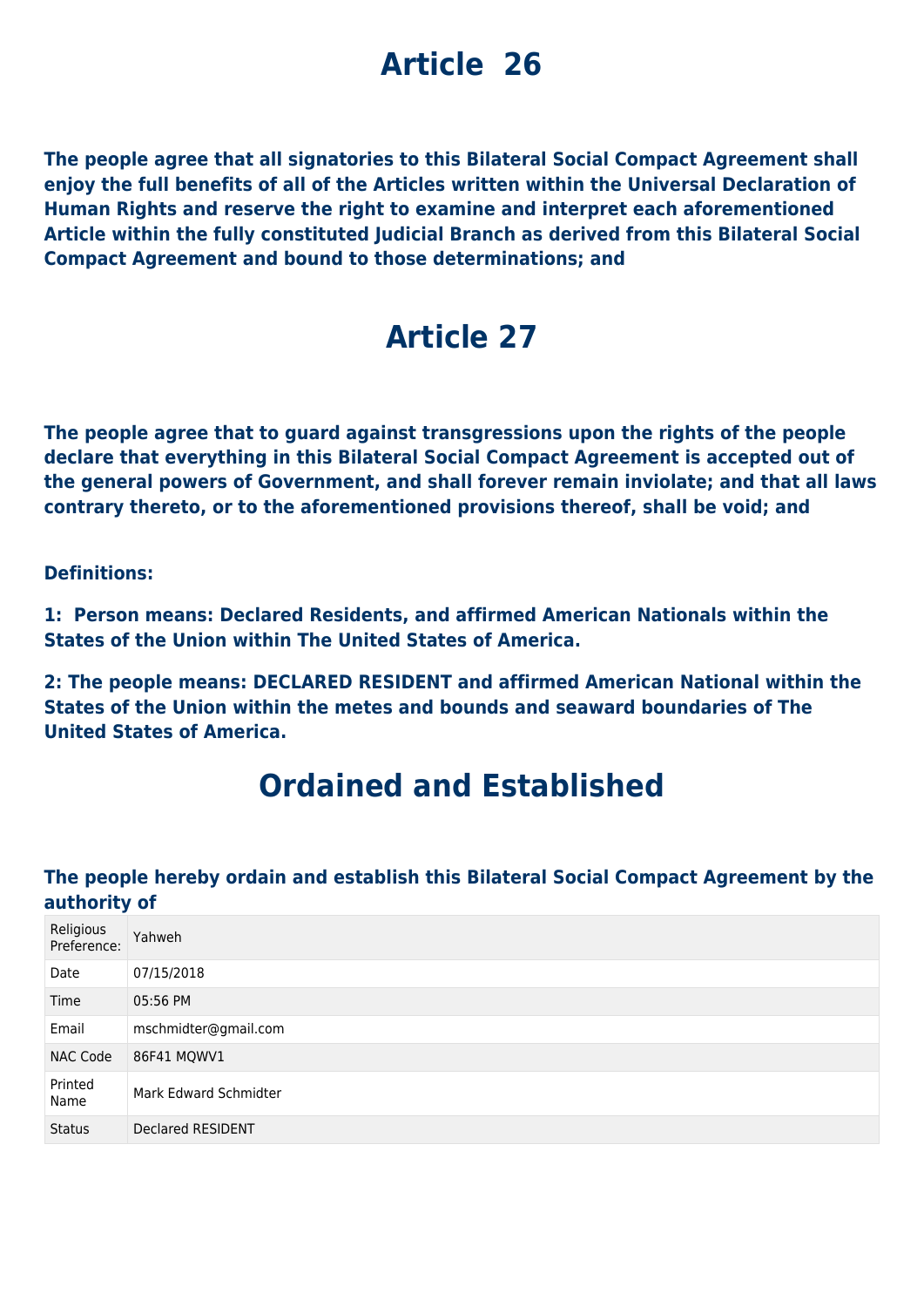# Article 26

**The people agree that all signatories to this Bilateral Social Compact Agreement shall enjoy the full benefits of all of the Articles written within the Universal Declaration of Human Rights and reserve the right to examine and interpret each aforementioned Article within the fully constituted Judicial Branch as derived from this Bilateral Social Compact Agreement and bound to those determinations; and**

# Article 27

**The people agree that to guard against transgressions upon the rights of the people declare that everything in this Bilateral Social Compact Agreement is accepted out of the general powers of Government, and shall forever remain inviolate; and that all laws contrary thereto, or to the aforementioned provisions thereof, shall be void; and**

**Definitions:**

**1: Person means: Declared Residents, and affirmed American Nationals within the States of the Union within The United States of America.**

**2: The people means: DECLARED RESIDENT and affirmed American National within the States of the Union within the metes and bounds and seaward boundaries of The United States of America.**

# Ordained and Established

### The people hereby ordain and establish this Bilateral Social Compact Agreement by the authority of

| | |
|---|---|
| Religious Preference: | Yahweh |
| Date | 07/15/2018 |
| Time | 05:56 PM |
| Email | mschmidter@gmail.com |
| NAC Code | 86F41 MQWV1 |
| Printed Name | Mark Edward Schmidter |
| Status | Declared RESIDENT |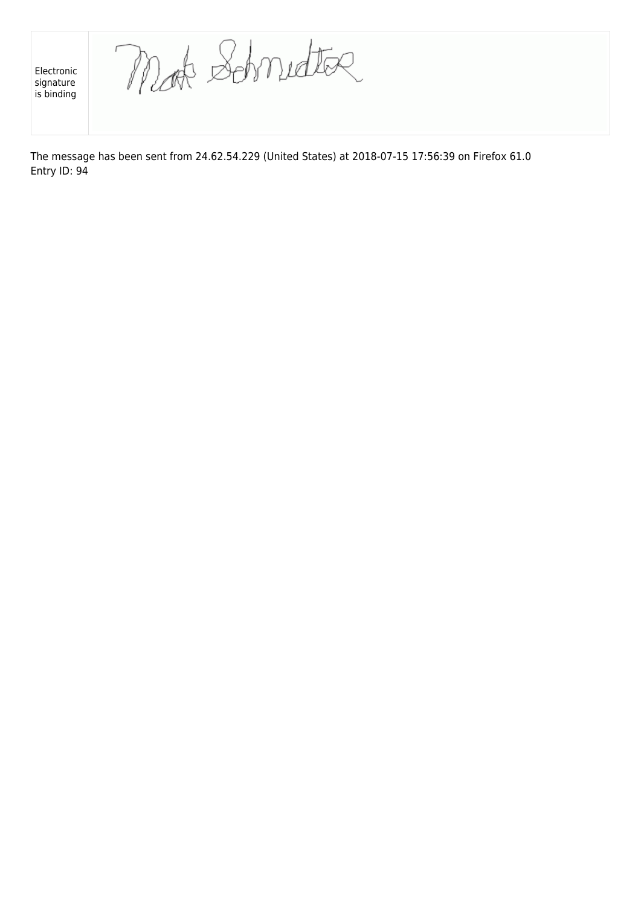| | |
|---|---|
| Electronic signature is binding | |

The message has been sent from 24.62.54.229 (United States) at 2018-07-15 17:56:39 on Firefox 61.0
Entry ID: 94